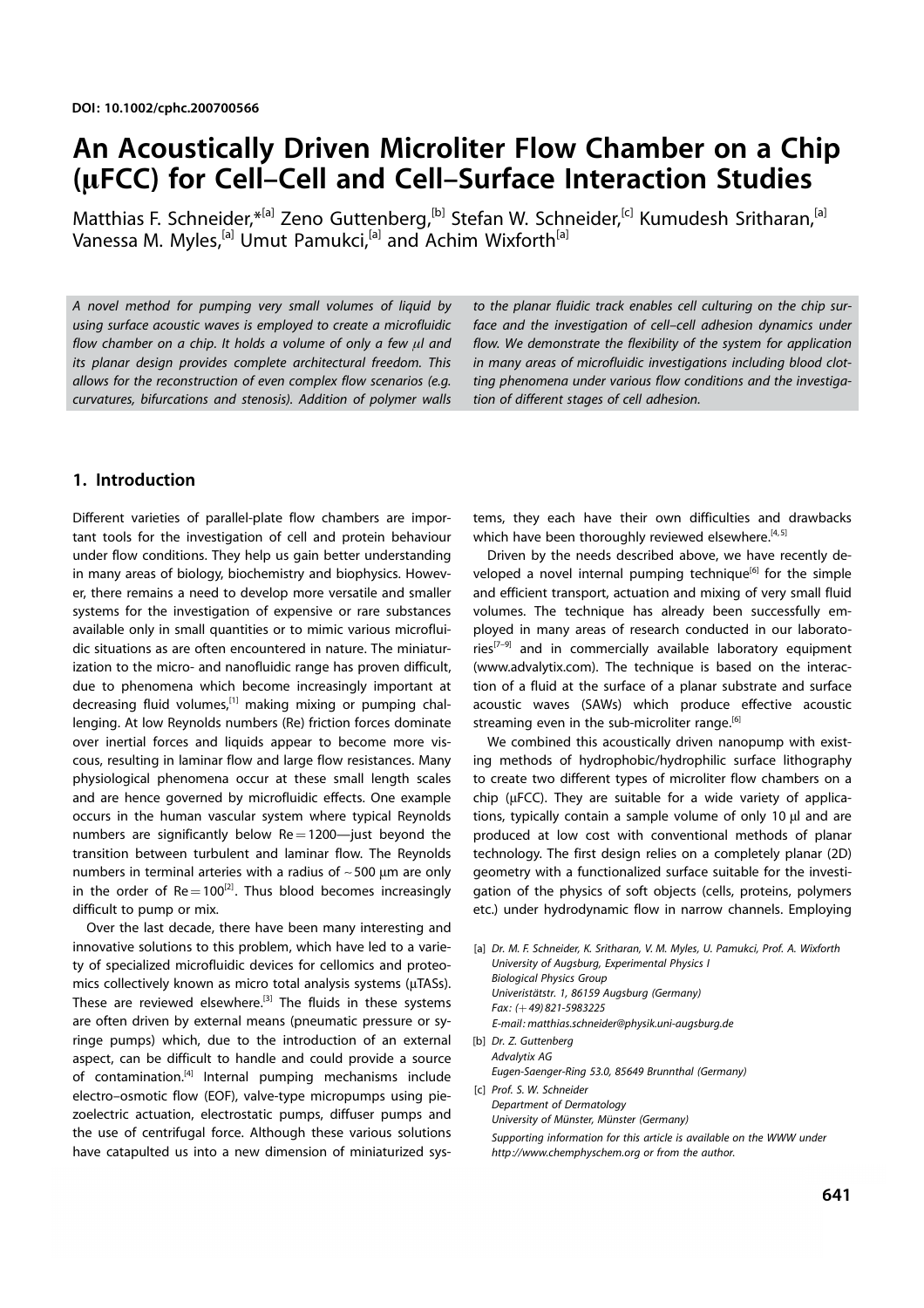DOI: 10.1002/cphc.200700566

# An Acoustically Driven Microliter Flow Chamber on a Chip (μFCC) for Cell–Cell and Cell–Surface Interaction Studies

Matthias F. Schneider,*[a] Zeno Guttenberg,[b] Stefan W. Schneider,[c] Kumudesh Sritharan,[a] Vanessa M. Myles,[a] Umut Pamukci,[a] and Achim Wixforth[a]

*A novel method for pumping very small volumes of liquid by using surface acoustic waves is employed to create a microfluidic flow chamber on a chip. It holds a volume of only a few μl and its planar design provides complete architectural freedom. This allows for the reconstruction of even complex flow scenarios (e.g. curvatures, bifurcations and stenosis). Addition of polymer walls to the planar fluidic track enables cell culturing on the chip surface and the investigation of cell–cell adhesion dynamics under flow. We demonstrate the flexibility of the system for application in many areas of microfluidic investigations including blood clotting phenomena under various flow conditions and the investigation of different stages of cell adhesion.*

## 1. Introduction

Different varieties of parallel-plate flow chambers are important tools for the investigation of cell and protein behaviour under flow conditions. They help us gain better understanding in many areas of biology, biochemistry and biophysics. However, there remains a need to develop more versatile and smaller systems for the investigation of expensive or rare substances available only in small quantities or to mimic various microfluidic situations as are often encountered in nature. The miniaturization to the micro- and nanofluidic range has proven difficult, due to phenomena which become increasingly important at decreasing fluid volumes,[1] making mixing or pumping challenging. At low Reynolds numbers (Re) friction forces dominate over inertial forces and liquids appear to become more viscous, resulting in laminar flow and large flow resistances. Many physiological phenomena occur at these small length scales and are hence governed by microfluidic effects. One example occurs in the human vascular system where typical Reynolds numbers are significantly below Re = 1200—just beyond the transition between turbulent and laminar flow. The Reynolds numbers in terminal arteries with a radius of ~500 μm are only in the order of Re = 100[2]. Thus blood becomes increasingly difficult to pump or mix.

Over the last decade, there have been many interesting and innovative solutions to this problem, which have led to a variety of specialized microfluidic devices for cellomics and proteomics collectively known as micro total analysis systems (μTASs). These are reviewed elsewhere.[3] The fluids in these systems are often driven by external means (pneumatic pressure or syringe pumps) which, due to the introduction of an external aspect, can be difficult to handle and could provide a source of contamination.[4] Internal pumping mechanisms include electro–osmotic flow (EOF), valve-type micropumps using piezoelectric actuation, electrostatic pumps, diffuser pumps and the use of centrifugal force. Although these various solutions have catapulted us into a new dimension of miniaturized systems, they each have their own difficulties and drawbacks which have been thoroughly reviewed elsewhere.[4,5]

Driven by the needs described above, we have recently developed a novel internal pumping technique[6] for the simple and efficient transport, actuation and mixing of very small fluid volumes. The technique has already been successfully employed in many areas of research conducted in our laboratories[7–9] and in commercially available laboratory equipment (www.advalytix.com). The technique is based on the interaction of a fluid at the surface of a planar substrate and surface acoustic waves (SAWs) which produce effective acoustic streaming even in the sub-microliter range.[6]

We combined this acoustically driven nanopump with existing methods of hydrophobic/hydrophilic surface lithography to create two different types of microliter flow chambers on a chip (μFCC). They are suitable for a wide variety of applications, typically contain a sample volume of only 10 μl and are produced at low cost with conventional methods of planar technology. The first design relies on a completely planar (2D) geometry with a functionalized surface suitable for the investigation of the physics of soft objects (cells, proteins, polymers etc.) under hydrodynamic flow in narrow channels. Employing

[a] Dr. M. F. Schneider, K. Sritharan, V. M. Myles, U. Pamukci, Prof. A. Wixforth
University of Augsburg, Experimental Physics I
Biological Physics Group
Univeristätstr. 1, 86159 Augsburg (Germany)
Fax: (+49) 821-5983225
E-mail: matthias.schneider@physik.uni-augsburg.de

[b] Dr. Z. Guttenberg
Advalytix AG
Eugen-Saenger-Ring 53.0, 85649 Brunnthal (Germany)

[c] Prof. S. W. Schneider
Department of Dermatology
University of Münster, Münster (Germany)

Supporting information for this article is available on the WWW under http://www.chemphyschem.org or from the author.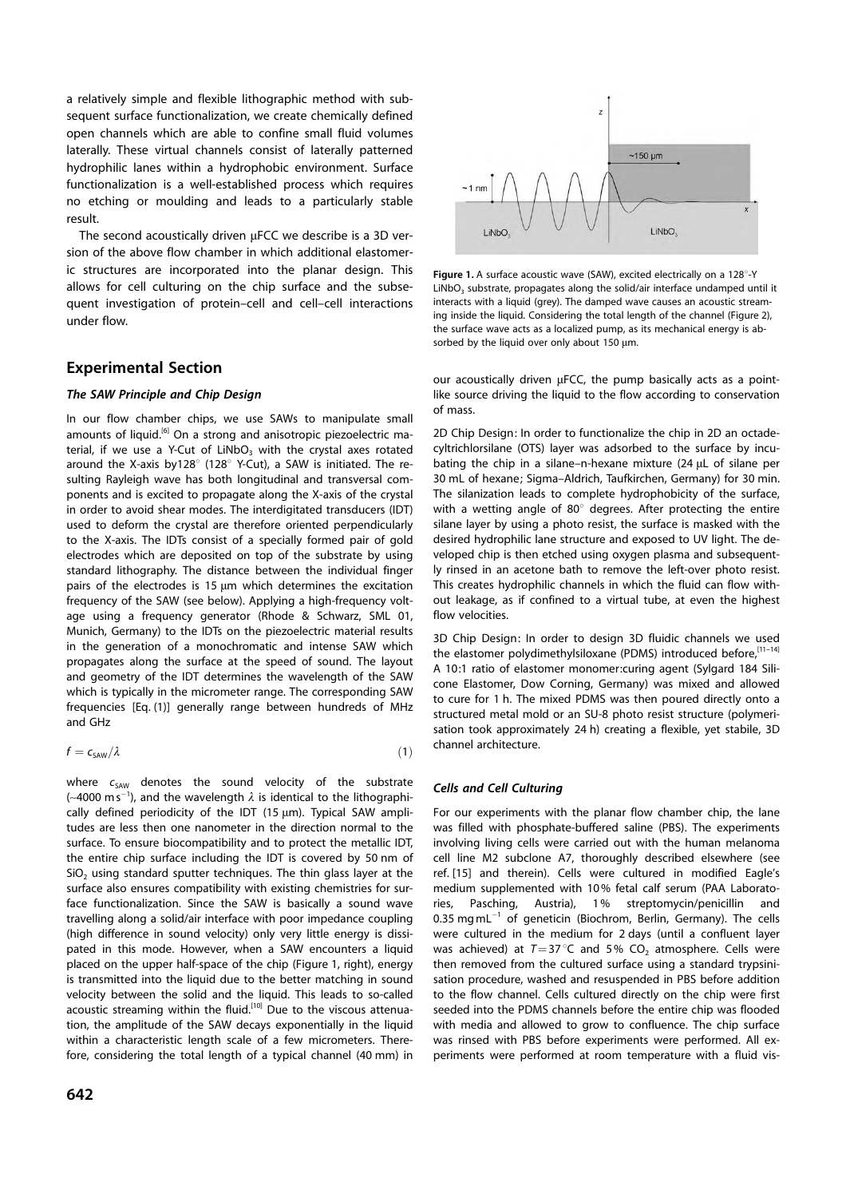a relatively simple and flexible lithographic method with subsequent surface functionalization, we create chemically defined open channels which are able to confine small fluid volumes laterally. These virtual channels consist of laterally patterned hydrophilic lanes within a hydrophobic environment. Surface functionalization is a well-established process which requires no etching or moulding and leads to a particularly stable result.

The second acoustically driven μFCC we describe is a 3D version of the above flow chamber in which additional elastomeric structures are incorporated into the planar design. This allows for cell culturing on the chip surface and the subsequent investigation of protein–cell and cell–cell interactions under flow.

## Experimental Section

### The SAW Principle and Chip Design

In our flow chamber chips, we use SAWs to manipulate small amounts of liquid.[6] On a strong and anisotropic piezoelectric material, if we use a Y-Cut of $LiNbO_3$ with the crystal axes rotated around the X-axis by128° (128° Y-Cut), a SAW is initiated. The resulting Rayleigh wave has both longitudinal and transversal components and is excited to propagate along the X-axis of the crystal in order to avoid shear modes. The interdigitated transducers (IDT) used to deform the crystal are therefore oriented perpendicularly to the X-axis. The IDTs consist of a specially formed pair of gold electrodes which are deposited on top of the substrate by using standard lithography. The distance between the individual finger pairs of the electrodes is 15 μm which determines the excitation frequency of the SAW (see below). Applying a high-frequency voltage using a frequency generator (Rhode & Schwarz, SML 01, Munich, Germany) to the IDTs on the piezoelectric material results in the generation of a monochromatic and intense SAW which propagates along the surface at the speed of sound. The layout and geometry of the IDT determines the wavelength of the SAW which is typically in the micrometer range. The corresponding SAW frequencies [Eq. (1)] generally range between hundreds of MHz and GHz

$$f = c_{SAW}/\lambda \tag{1}$$

where $c_{SAW}$ denotes the sound velocity of the substrate (~4000 m s$^{-1}$), and the wavelength $\lambda$ is identical to the lithographically defined periodicity of the IDT (15 μm). Typical SAW amplitudes are less then one nanometer in the direction normal to the surface. To ensure biocompatibility and to protect the metallic IDT, the entire chip surface including the IDT is covered by 50 nm of $SiO_2$ using standard sputter techniques. The thin glass layer at the surface also ensures compatibility with existing chemistries for surface functionalization. Since the SAW is basically a sound wave travelling along a solid/air interface with poor impedance coupling (high difference in sound velocity) only very little energy is dissipated in this mode. However, when a SAW encounters a liquid placed on the upper half-space of the chip (Figure 1, right), energy is transmitted into the liquid due to the better matching in sound velocity between the solid and the liquid. This leads to so-called acoustic streaming within the fluid.[10] Due to the viscous attenuation, the amplitude of the SAW decays exponentially in the liquid within a characteristic length scale of a few micrometers. Therefore, considering the total length of a typical channel (40 mm) in our acoustically driven μFCC, the pump basically acts as a point-like source driving the liquid to the flow according to conservation of mass.

**Figure 1.** A surface acoustic wave (SAW), excited electrically on a 128°-Y $LiNbO_3$ substrate, propagates along the solid/air interface undamped until it interacts with a liquid (grey). The damped wave causes an acoustic streaming inside the liquid. Considering the total length of the channel (Figure 2), the surface wave acts as a localized pump, as its mechanical energy is absorbed by the liquid over only about 150 μm.

2D Chip Design: In order to functionalize the chip in 2D an octadecyltrichlorsilane (OTS) layer was adsorbed to the surface by incubating the chip in a silane–n-hexane mixture (24 μL of silane per 30 mL of hexane; Sigma–Aldrich, Taufkirchen, Germany) for 30 min. The silanization leads to complete hydrophobicity of the surface, with a wetting angle of 80° degrees. After protecting the entire silane layer by using a photo resist, the surface is masked with the desired hydrophilic lane structure and exposed to UV light. The developed chip is then etched using oxygen plasma and subsequently rinsed in an acetone bath to remove the left-over photo resist. This creates hydrophilic channels in which the fluid can flow without leakage, as if confined to a virtual tube, at even the highest flow velocities.

3D Chip Design: In order to design 3D fluidic channels we used the elastomer polydimethylsiloxane (PDMS) introduced before,[11–14] A 10:1 ratio of elastomer monomer:curing agent (Sylgard 184 Silicone Elastomer, Dow Corning, Germany) was mixed and allowed to cure for 1 h. The mixed PDMS was then poured directly onto a structured metal mold or an SU-8 photo resist structure (polymerisation took approximately 24 h) creating a flexible, yet stabile, 3D channel architecture.

### Cells and Cell Culturing

For our experiments with the planar flow chamber chip, the lane was filled with phosphate-buffered saline (PBS). The experiments involving living cells were carried out with the human melanoma cell line M2 subclone A7, thoroughly described elsewhere (see ref. [15] and therein). Cells were cultured in modified Eagle's medium supplemented with 10% fetal calf serum (PAA Laboratories, Pasching, Austria), 1% streptomycin/penicillin and 0.35 mg mL$^{-1}$ of geneticin (Biochrom, Berlin, Germany). The cells were cultured in the medium for 2 days (until a confluent layer was achieved) at $T=37\,^{\circ}C$ and 5% $CO_2$ atmosphere. Cells were then removed from the cultured surface using a standard trypsinisation procedure, washed and resuspended in PBS before addition to the flow channel. Cells cultured directly on the chip were first seeded into the PDMS channels before the entire chip was flooded with media and allowed to grow to confluence. The chip surface was rinsed with PBS before experiments were performed. All experiments were performed at room temperature with a fluid vis-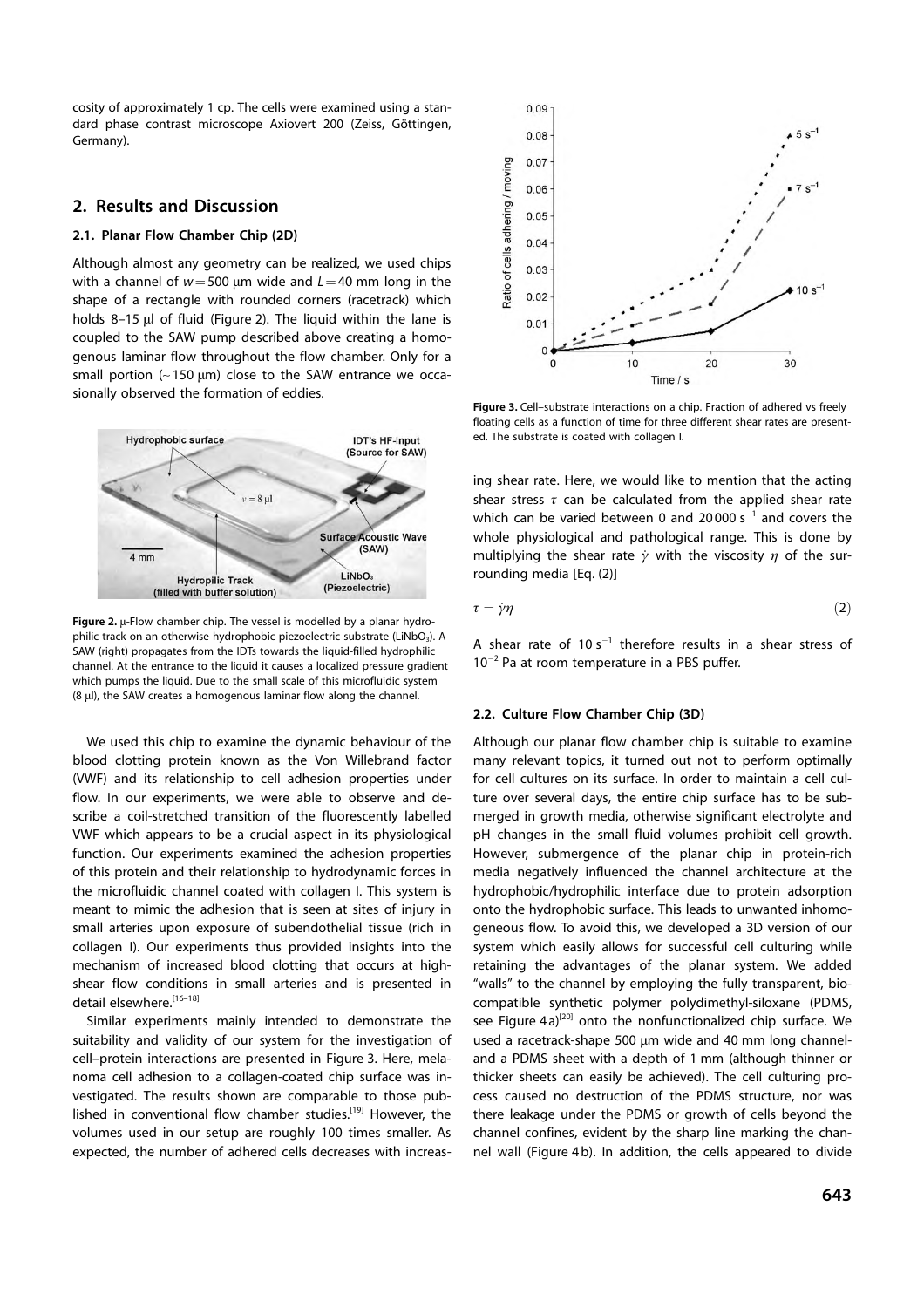cosity of approximately 1 cp. The cells were examined using a standard phase contrast microscope Axiovert 200 (Zeiss, Göttingen, Germany).

## 2. Results and Discussion

### 2.1. Planar Flow Chamber Chip (2D)

Although almost any geometry can be realized, we used chips with a channel of $w = 500$ μm wide and $L = 40$ mm long in the shape of a rectangle with rounded corners (racetrack) which holds 8–15 μl of fluid (Figure 2). The liquid within the lane is coupled to the SAW pump described above creating a homogenous laminar flow throughout the flow chamber. Only for a small portion (~150 μm) close to the SAW entrance we occasionally observed the formation of eddies.

**Figure 2.** μ-Flow chamber chip. The vessel is modelled by a planar hydrophilic track on an otherwise hydrophobic piezoelectric substrate ($LiNbO_3$). A SAW (right) propagates from the IDTs towards the liquid-filled hydrophilic channel. At the entrance to the liquid it causes a localized pressure gradient which pumps the liquid. Due to the small scale of this microfluidic system (8 μl), the SAW creates a homogenous laminar flow along the channel.

We used this chip to examine the dynamic behaviour of the blood clotting protein known as the Von Willebrand factor (VWF) and its relationship to cell adhesion properties under flow. In our experiments, we were able to observe and describe a coil-stretched transition of the fluorescently labelled VWF which appears to be a crucial aspect in its physiological function. Our experiments examined the adhesion properties of this protein and their relationship to hydrodynamic forces in the microfluidic channel coated with collagen I. This system is meant to mimic the adhesion that is seen at sites of injury in small arteries upon exposure of subendothelial tissue (rich in collagen I). Our experiments thus provided insights into the mechanism of increased blood clotting that occurs at high-shear flow conditions in small arteries and is presented in detail elsewhere.[16–18]

Similar experiments mainly intended to demonstrate the suitability and validity of our system for the investigation of cell–protein interactions are presented in Figure 3. Here, melanoma cell adhesion to a collagen-coated chip surface was investigated. The results shown are comparable to those published in conventional flow chamber studies.[19] However, the volumes used in our setup are roughly 100 times smaller. As expected, the number of adhered cells decreases with increasing shear rate. Here, we would like to mention that the acting shear stress $\tau$ can be calculated from the applied shear rate which can be varied between 0 and 20000 $s^{-1}$ and covers the whole physiological and pathological range. This is done by multiplying the shear rate $\dot{\gamma}$ with the viscosity $\eta$ of the surrounding media [Eq. (2)]

**Figure 3.** Cell–substrate interactions on a chip. Fraction of adhered vs freely floating cells as a function of time for three different shear rates are presented. The substrate is coated with collagen I.

$$\tau = \dot{\gamma}\eta \tag{2}$$

A shear rate of 10 $s^{-1}$ therefore results in a shear stress of $10^{-2}$ Pa at room temperature in a PBS puffer.

### 2.2. Culture Flow Chamber Chip (3D)

Although our planar flow chamber chip is suitable to examine many relevant topics, it turned out not to perform optimally for cell cultures on its surface. In order to maintain a cell culture over several days, the entire chip surface has to be submerged in growth media, otherwise significant electrolyte and pH changes in the small fluid volumes prohibit cell growth. However, submergence of the planar chip in protein-rich media negatively influenced the channel architecture at the hydrophobic/hydrophilic interface due to protein adsorption onto the hydrophobic surface. This leads to unwanted inhomogeneous flow. To avoid this, we developed a 3D version of our system which easily allows for successful cell culturing while retaining the advantages of the planar system. We added "walls" to the channel by employing the fully transparent, biocompatible synthetic polymer polydimethyl-siloxane (PDMS, see Figure 4a)[20] onto the nonfunctionalized chip surface. We used a racetrack-shape 500 μm wide and 40 mm long channel and a PDMS sheet with a depth of 1 mm (although thinner or thicker sheets can easily be achieved). The cell culturing process caused no destruction of the PDMS structure, nor was there leakage under the PDMS or growth of cells beyond the channel confines, evident by the sharp line marking the channel wall (Figure 4b). In addition, the cells appeared to divide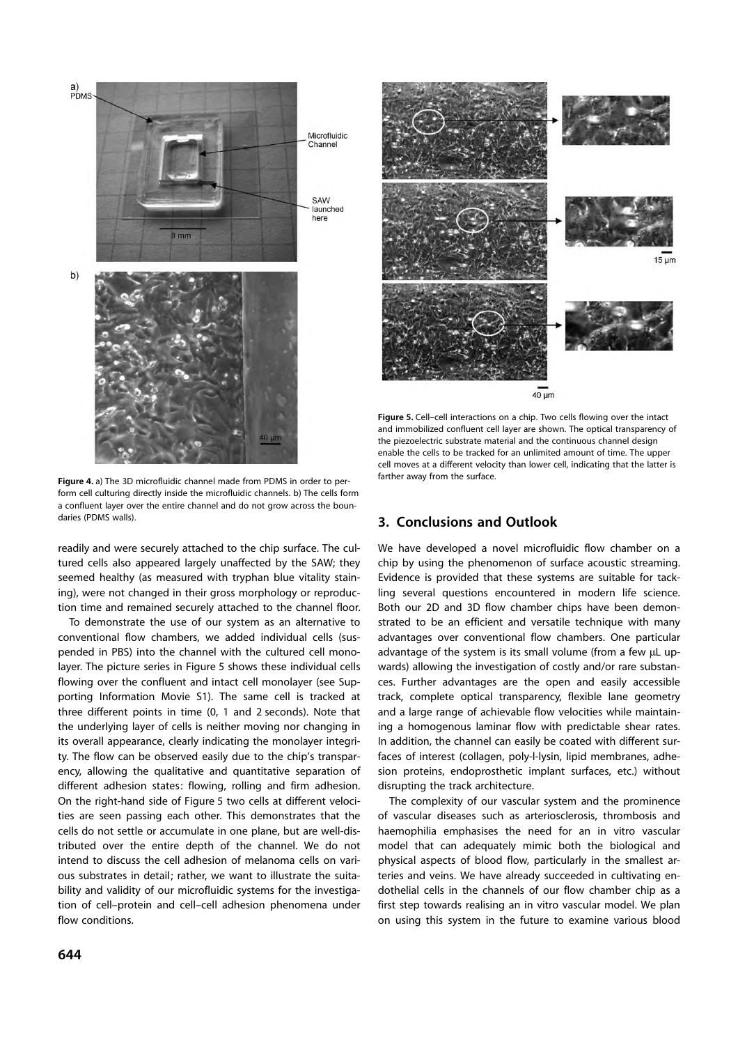a)
PDMS

Microfluidic Channel

SAW launched here

8 mm

b)

40 µm

**Figure 4.** a) The 3D microfluidic channel made from PDMS in order to perform cell culturing directly inside the microfluidic channels. b) The cells form a confluent layer over the entire channel and do not grow across the boundaries (PDMS walls).

15 µm

40 µm

**Figure 5.** Cell–cell interactions on a chip. Two cells flowing over the intact and immobilized confluent cell layer are shown. The optical transparency of the piezoelectric substrate material and the continuous channel design enable the cells to be tracked for an unlimited amount of time. The upper cell moves at a different velocity than lower cell, indicating that the latter is farther away from the surface.

readily and were securely attached to the chip surface. The cultured cells also appeared largely unaffected by the SAW; they seemed healthy (as measured with tryphan blue vitality staining), were not changed in their gross morphology or reproduction time and remained securely attached to the channel floor.

To demonstrate the use of our system as an alternative to conventional flow chambers, we added individual cells (suspended in PBS) into the channel with the cultured cell monolayer. The picture series in Figure 5 shows these individual cells flowing over the confluent and intact cell monolayer (see Supporting Information Movie S1). The same cell is tracked at three different points in time (0, 1 and 2 seconds). Note that the underlying layer of cells is neither moving nor changing in its overall appearance, clearly indicating the monolayer integrity. The flow can be observed easily due to the chip's transparency, allowing the qualitative and quantitative separation of different adhesion states: flowing, rolling and firm adhesion. On the right-hand side of Figure 5 two cells at different velocities are seen passing each other. This demonstrates that the cells do not settle or accumulate in one plane, but are well-distributed over the entire depth of the channel. We do not intend to discuss the cell adhesion of melanoma cells on various substrates in detail; rather, we want to illustrate the suitability and validity of our microfluidic systems for the investigation of cell–protein and cell–cell adhesion phenomena under flow conditions.

## 3. Conclusions and Outlook

We have developed a novel microfluidic flow chamber on a chip by using the phenomenon of surface acoustic streaming. Evidence is provided that these systems are suitable for tackling several questions encountered in modern life science. Both our 2D and 3D flow chamber chips have been demonstrated to be an efficient and versatile technique with many advantages over conventional flow chambers. One particular advantage of the system is its small volume (from a few µL upwards) allowing the investigation of costly and/or rare substances. Further advantages are the open and easily accessible track, complete optical transparency, flexible lane geometry and a large range of achievable flow velocities while maintaining a homogenous laminar flow with predictable shear rates. In addition, the channel can easily be coated with different surfaces of interest (collagen, poly-l-lysin, lipid membranes, adhesion proteins, endoprosthetic implant surfaces, etc.) without disrupting the track architecture.

The complexity of our vascular system and the prominence of vascular diseases such as arteriosclerosis, thrombosis and haemophilia emphasises the need for an in vitro vascular model that can adequately mimic both the biological and physical aspects of blood flow, particularly in the smallest arteries and veins. We have already succeeded in cultivating endothelial cells in the channels of our flow chamber chip as a first step towards realising an in vitro vascular model. We plan on using this system in the future to examine various blood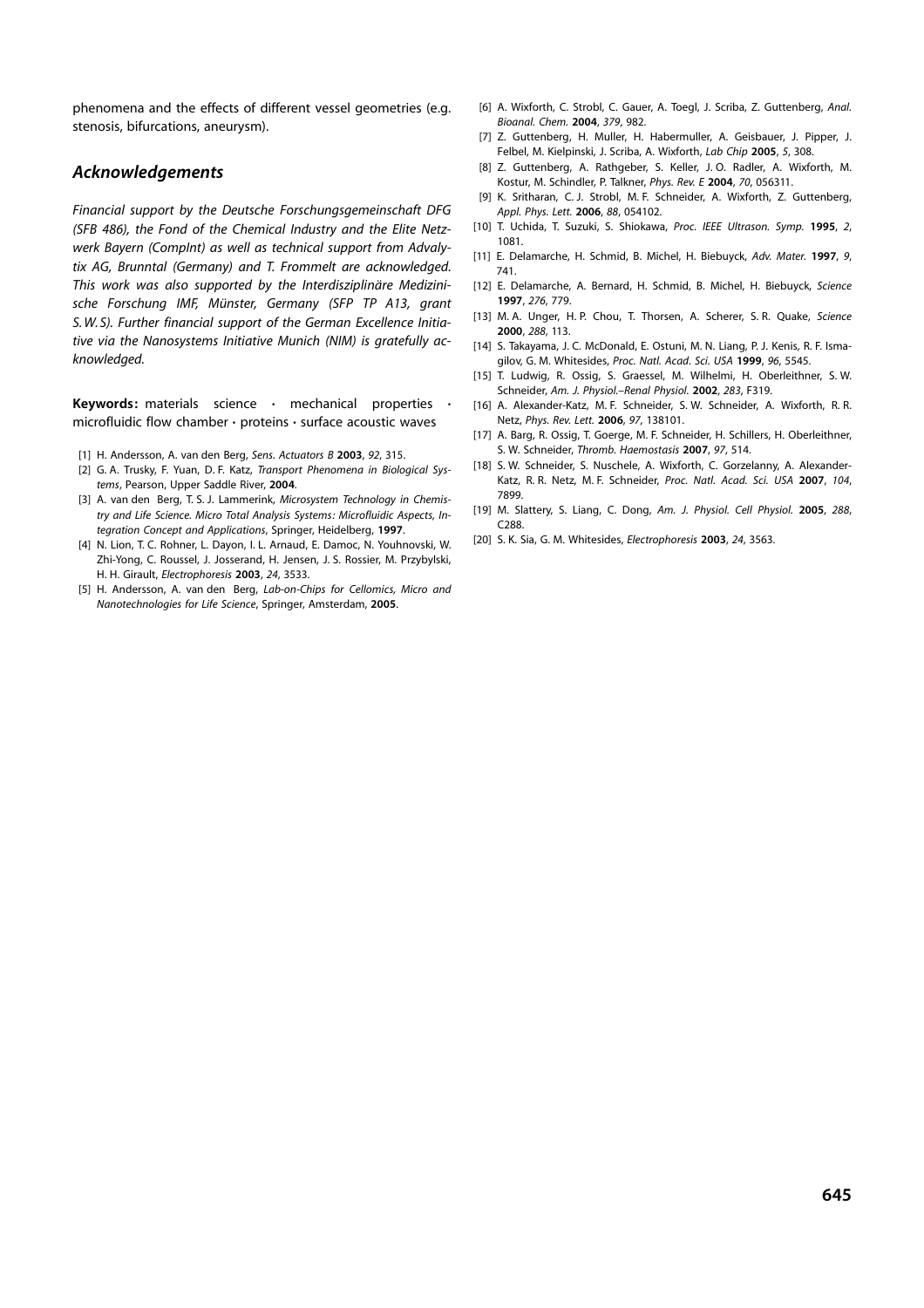phenomena and the effects of different vessel geometries (e.g. stenosis, bifurcations, aneurysm).

## Acknowledgements

*Financial support by the Deutsche Forschungsgemeinschaft DFG (SFB 486), the Fond of the Chemical Industry and the Elite Netzwerk Bayern (CompInt) as well as technical support from Advalytix AG, Brunntal (Germany) and T. Frommelt are acknowledged. This work was also supported by the Interdisziplinäre Medizinische Forschung IMF, Münster, Germany (SFP TP A13, grant S.W.S). Further financial support of the German Excellence Initiative via the Nanosystems Initiative Munich (NIM) is gratefully acknowledged.*

**Keywords:** materials science · mechanical properties · microfluidic flow chamber · proteins · surface acoustic waves

[1] H. Andersson, A. van den Berg, *Sens. Actuators B* **2003**, *92*, 315.

[2] G. A. Trusky, F. Yuan, D. F. Katz, *Transport Phenomena in Biological Systems*, Pearson, Upper Saddle River, **2004**.

[3] A. van den Berg, T. S. J. Lammerink, *Microsystem Technology in Chemistry and Life Science. Micro Total Analysis Systems: Microfluidic Aspects, Integration Concept and Applications*, Springer, Heidelberg, **1997**.

[4] N. Lion, T. C. Rohner, L. Dayon, I. L. Arnaud, E. Damoc, N. Youhnovski, W. Zhi-Yong, C. Roussel, J. Josserand, H. Jensen, J. S. Rossier, M. Przybylski, H. H. Girault, *Electrophoresis* **2003**, *24*, 3533.

[5] H. Andersson, A. van den Berg, *Lab-on-Chips for Cellomics, Micro and Nanotechnologies for Life Science*, Springer, Amsterdam, **2005**.

[6] A. Wixforth, C. Strobl, C. Gauer, A. Toegl, J. Scriba, Z. Guttenberg, *Anal. Bioanal. Chem.* **2004**, *379*, 982.

[7] Z. Guttenberg, H. Muller, H. Habermuller, A. Geisbauer, J. Pipper, J. Felbel, M. Kielpinski, J. Scriba, A. Wixforth, *Lab Chip* **2005**, *5*, 308.

[8] Z. Guttenberg, A. Rathgeber, S. Keller, J. O. Radler, A. Wixforth, M. Kostur, M. Schindler, P. Talkner, *Phys. Rev. E* **2004**, *70*, 056311.

[9] K. Sritharan, C. J. Strobl, M. F. Schneider, A. Wixforth, Z. Guttenberg, *Appl. Phys. Lett.* **2006**, *88*, 054102.

[10] T. Uchida, T. Suzuki, S. Shiokawa, *Proc. IEEE Ultrason. Symp.* **1995**, *2*, 1081.

[11] E. Delamarche, H. Schmid, B. Michel, H. Biebuyck, *Adv. Mater.* **1997**, *9*, 741.

[12] E. Delamarche, A. Bernard, H. Schmid, B. Michel, H. Biebuyck, *Science* **1997**, *276*, 779.

[13] M. A. Unger, H. P. Chou, T. Thorsen, A. Scherer, S. R. Quake, *Science* **2000**, *288*, 113.

[14] S. Takayama, J. C. McDonald, E. Ostuni, M. N. Liang, P. J. Kenis, R. F. Ismagilov, G. M. Whitesides, *Proc. Natl. Acad. Sci. USA* **1999**, *96*, 5545.

[15] T. Ludwig, R. Ossig, S. Graessel, M. Wilhelmi, H. Oberleithner, S. W. Schneider, *Am. J. Physiol.–Renal Physiol.* **2002**, *283*, F319.

[16] A. Alexander-Katz, M. F. Schneider, S. W. Schneider, A. Wixforth, R. R. Netz, *Phys. Rev. Lett.* **2006**, *97*, 138101.

[17] A. Barg, R. Ossig, T. Goerge, M. F. Schneider, H. Schillers, H. Oberleithner, S. W. Schneider, *Thromb. Haemostasis* **2007**, *97*, 514.

[18] S. W. Schneider, S. Nuschele, A. Wixforth, C. Gorzelanny, A. Alexander-Katz, R. R. Netz, M. F. Schneider, *Proc. Natl. Acad. Sci. USA* **2007**, *104*, 7899.

[19] M. Slattery, S. Liang, C. Dong, *Am. J. Physiol. Cell Physiol.* **2005**, *288*, C288.

[20] S. K. Sia, G. M. Whitesides, *Electrophoresis* **2003**, *24*, 3563.